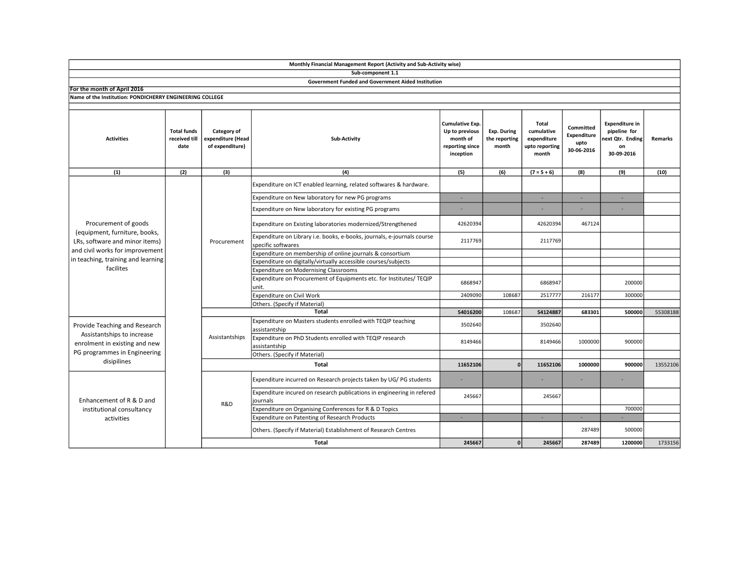**Monthly Financial Management Report (Activity and Sub-Activity wise)**

**Sub-component 1.1**

**Government Funded and Government Aided Institution**

**For the month of April 2016**

**Name of the Institution: PONDICHERRY ENGINEERING COLLEGE**

| Activities | Total funds received till date | Category of expenditure (Head of expenditure) | Sub-Activity | Cumulative Exp. Up to previous month of reporting since inception | Exp. During the reporting month | Total cumulative expenditure upto reporting month | Committed Expenditure upto 30-06-2016 | Expenditure in pipeline for next Qtr. Ending on 30-09-2016 | Remarks |
|---|---|---|---|---|---|---|---|---|---|
| (1) | (2) | (3) | (4) | (5) | (6) | (7 = 5 + 6) | (8) | (9) | (10) |
| Procurement of goods (equipment, furniture, books, LRs, software and minor items) and civil works for improvement in teaching, training and learning facilites | | Procurement | Expenditure on ICT enabled learning, related softwares & hardware. | | | | | | |
| | | | Expenditure on New laboratory for new PG programs | - | | - | - | - | |
| | | | Expenditure on New laboratory for existing PG programs | - | | - | - | - | |
| | | | Expenditure on Existing laboratories modernized/Strengthened | 42620394 | | 42620394 | 467124 | | |
| | | | Expenditure on Library i.e. books, e-books, journals, e-journals course specific softwares | 2117769 | | 2117769 | | | |
| | | | Expenditure on membership of online journals & consortium | | | | | | |
| | | | Expenditure on digitally/virtually accessible courses/subjects | | | | | | |
| | | | Expenditure on Modernising Classrooms | | | | | | |
| | | | Expenditure on Procurement of Equipments etc. for Institutes/ TEQIP unit. | 6868947 | | 6868947 | | 200000 | |
| | | | Expenditure on Civil Work | 2409090 | 108687 | 2517777 | 216177 | 300000 | |
| | | | Others. (Specify if Material) | | | | | | |
| | | **Total** | | **54016200** | 108687 | **54124887** | **683301** | **500000** | 55308188 |
| Provide Teaching and Research Assistantships to increase enrolment in existing and new PG programmes in Engineering disipilines | | Assistantships | Expenditure on Masters students enrolled with TEQIP teaching assistantship | 3502640 | | 3502640 | | | |
| | | | Expenditure on PhD Students enrolled with TEQIP research assistantship | 8149466 | | 8149466 | 1000000 | 900000 | |
| | | | Others. (Specify if Material) | | | | | | |
| | | **Total** | | **11652106** | **0** | **11652106** | **1000000** | **900000** | 13552106 |
| Enhancement of R & D and institutional consultancy activities | | R&D | Expenditure incurred on Research projects taken by UG/ PG students | - | | - | - | - | |
| | | | Expenditure incured on research publications in engineering in refered journals | 245667 | | 245667 | | | |
| | | | Expenditure on Organising Conferences for R & D Topics | | | | | 700000 | |
| | | | Expenditure on Patenting of Research Products | - | | - | - | - | |
| | | | Others. (Specify if Material) Establishment of Research Centres | | | | 287489 | 500000 | |
| | | **Total** | | **245667** | **0** | **245667** | **287489** | **1200000** | 1733156 |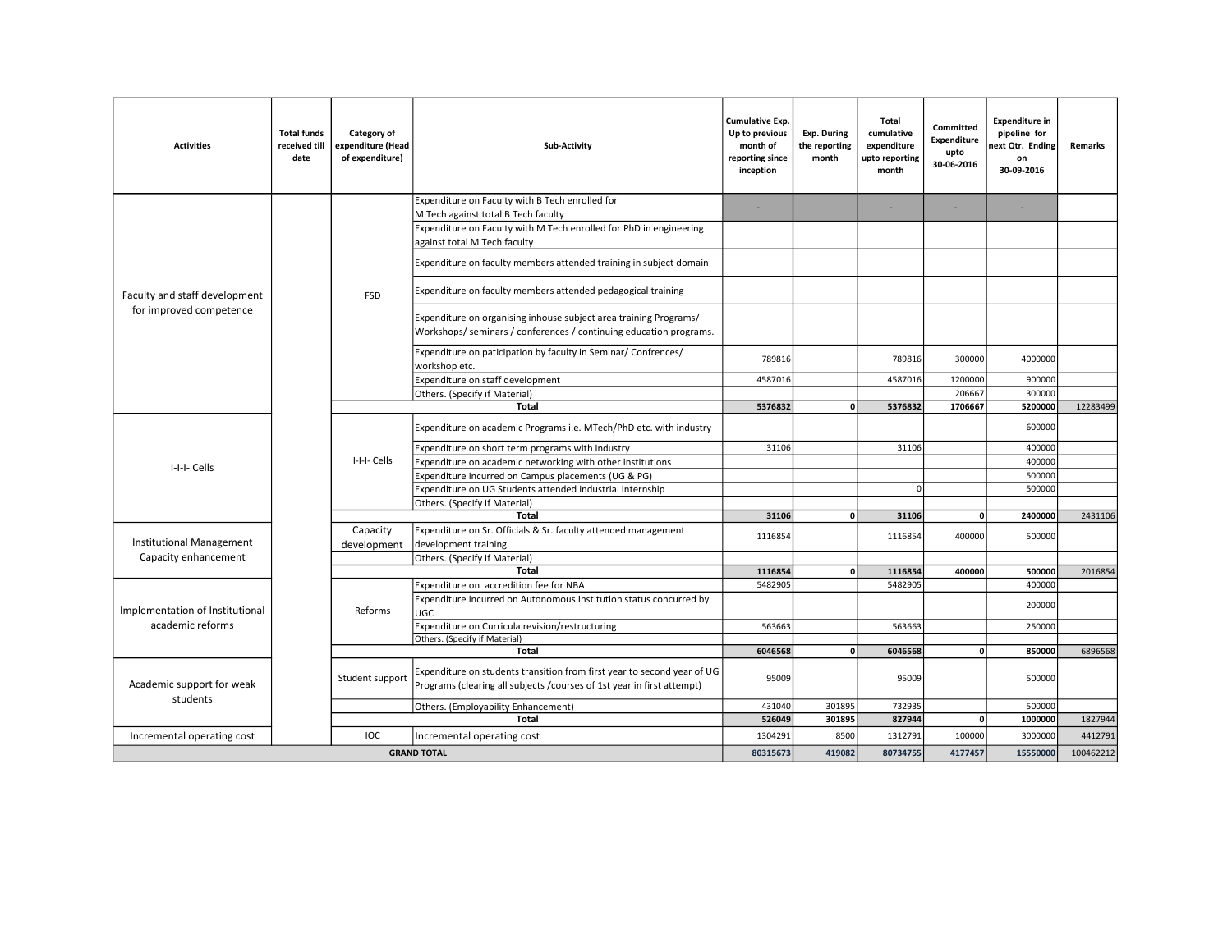| Activities | Total funds received till date | Category of expenditure (Head of expenditure) | Sub-Activity | Cumulative Exp. Up to previous month of reporting since inception | Exp. During the reporting month | Total cumulative expenditure upto reporting month | Committed Expenditure upto 30-06-2016 | Expenditure in pipeline for next Qtr. Ending on 30-09-2016 | Remarks |
|---|---|---|---|---|---|---|---|---|---|
| Faculty and staff development for improved competence | | FSD | Expenditure on Faculty with B Tech enrolled for M Tech against total B Tech faculty | - | | - | - | - | |
| | | | Expenditure on Faculty with M Tech enrolled for PhD in engineering against total M Tech faculty | | | | | | |
| | | | Expenditure on faculty members attended training in subject domain | | | | | | |
| | | | Expenditure on faculty members attended pedagogical training | | | | | | |
| | | | Expenditure on organising inhouse subject area training Programs/ Workshops/ seminars / conferences / continuing education programs. | | | | | | |
| | | | Expenditure on paticipation by faculty in Seminar/ Confrences/ workshop etc. | 789816 | | 789816 | 300000 | 4000000 | |
| | | | Expenditure on staff development | 4587016 | | 4587016 | 1200000 | 900000 | |
| | | | Others. (Specify if Material) | | | | 206667 | 300000 | |
| | | | **Total** | **5376832** | **0** | **5376832** | **1706667** | **5200000** | 12283499 |
| I-I-I- Cells | | I-I-I- Cells | Expenditure on academic Programs i.e. MTech/PhD etc. with industry | | | | | 600000 | |
| | | | Expenditure on short term programs with industry | 31106 | | 31106 | | 400000 | |
| | | | Expenditure on academic networking with other institutions | | | | | 400000 | |
| | | | Expenditure incurred on Campus placements (UG & PG) | | | | | 500000 | |
| | | | Expenditure on UG Students attended industrial internship | | | 0 | | 500000 | |
| | | | Others. (Specify if Material) | | | | | | |
| | | | **Total** | **31106** | **0** | **31106** | **0** | **2400000** | 2431106 |
| Institutional Management Capacity enhancement | | Capacity development | Expenditure on Sr. Officials & Sr. faculty attended management development training | 1116854 | | 1116854 | 400000 | 500000 | |
| | | | Others. (Specify if Material) | | | | | | |
| | | | **Total** | **1116854** | **0** | **1116854** | **400000** | **500000** | 2016854 |
| Implementation of Institutional academic reforms | | Reforms | Expenditure on accredition fee for NBA | 5482905 | | 5482905 | | 400000 | |
| | | | Expenditure incurred on Autonomous Institution status concurred by UGC | | | | | 200000 | |
| | | | Expenditure on Curricula revision/restructuring | 563663 | | 563663 | | 250000 | |
| | | | Others. (Specify if Material) | | | | | | |
| | | | **Total** | **6046568** | **0** | **6046568** | **0** | **850000** | 6896568 |
| Academic support for weak students | | Student support | Expenditure on students transition from first year to second year of UG Programs (clearing all subjects /courses of 1st year in first attempt) | 95009 | | 95009 | | 500000 | |
| | | | Others. (Employability Enhancement) | 431040 | 301895 | 732935 | | 500000 | |
| | | | **Total** | **526049** | **301895** | **827944** | **0** | **1000000** | 1827944 |
| Incremental operating cost | | IOC | Incremental operating cost | 1304291 | 8500 | 1312791 | 100000 | 3000000 | 4412791 |
| **GRAND TOTAL** | | | | **80315673** | **419082** | **80734755** | **4177457** | **15550000** | 100462212 |